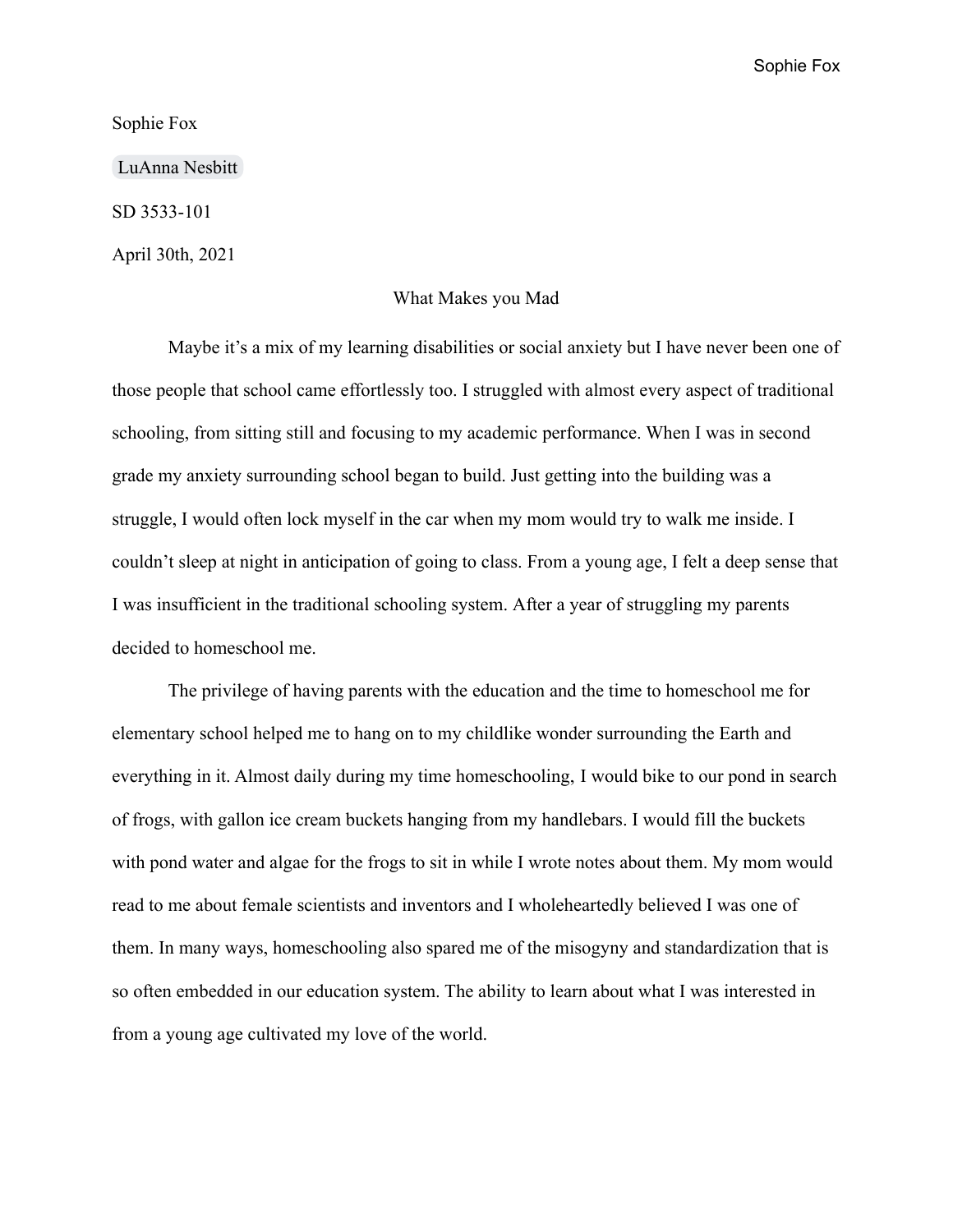Sophie Fox

LuAnna Nesbitt

SD 3533-101

April 30th, 2021

What Makes you Mad

Maybe it's a mix of my learning disabilities or social anxiety but I have never been one of those people that school came effortlessly too. I struggled with almost every aspect of traditional schooling, from sitting still and focusing to my academic performance. When I was in second grade my anxiety surrounding school began to build. Just getting into the building was a struggle, I would often lock myself in the car when my mom would try to walk me inside. I couldn't sleep at night in anticipation of going to class. From a young age, I felt a deep sense that I was insufficient in the traditional schooling system. After a year of struggling my parents decided to homeschool me.

The privilege of having parents with the education and the time to homeschool me for elementary school helped me to hang on to my childlike wonder surrounding the Earth and everything in it. Almost daily during my time homeschooling, I would bike to our pond in search of frogs, with gallon ice cream buckets hanging from my handlebars. I would fill the buckets with pond water and algae for the frogs to sit in while I wrote notes about them. My mom would read to me about female scientists and inventors and I wholeheartedly believed I was one of them. In many ways, homeschooling also spared me of the misogyny and standardization that is so often embedded in our education system. The ability to learn about what I was interested in from a young age cultivated my love of the world.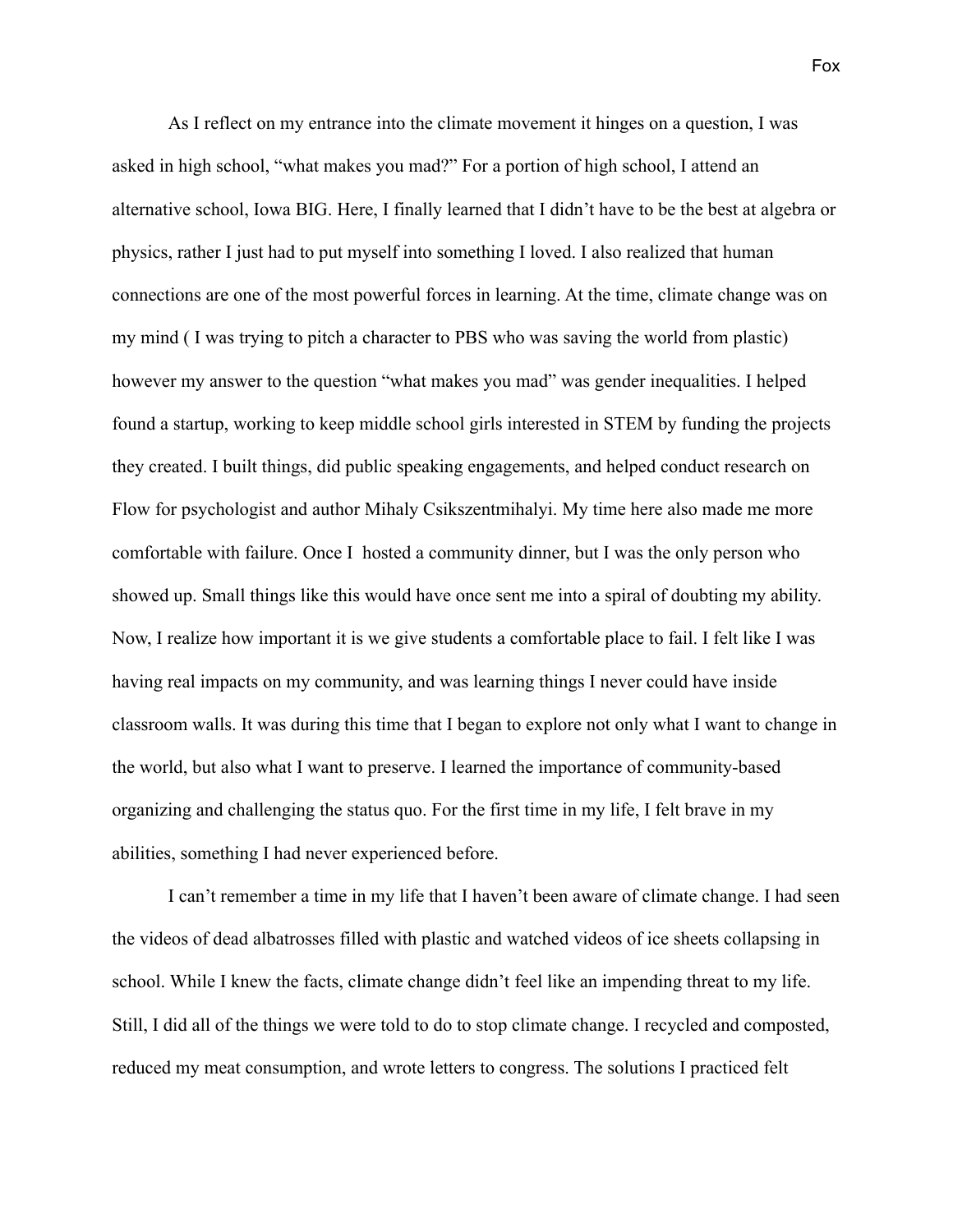As I reflect on my entrance into the climate movement it hinges on a question, I was asked in high school, "what makes you mad?" For a portion of high school, I attend an alternative school, Iowa BIG. Here, I finally learned that I didn't have to be the best at algebra or physics, rather I just had to put myself into something I loved. I also realized that human connections are one of the most powerful forces in learning. At the time, climate change was on my mind ( I was trying to pitch a character to PBS who was saving the world from plastic) however my answer to the question "what makes you mad" was gender inequalities. I helped found a startup, working to keep middle school girls interested in STEM by funding the projects they created. I built things, did public speaking engagements, and helped conduct research on Flow for psychologist and author Mihaly Csikszentmihalyi. My time here also made me more comfortable with failure. Once I hosted a community dinner, but I was the only person who showed up. Small things like this would have once sent me into a spiral of doubting my ability. Now, I realize how important it is we give students a comfortable place to fail. I felt like I was having real impacts on my community, and was learning things I never could have inside classroom walls. It was during this time that I began to explore not only what I want to change in the world, but also what I want to preserve. I learned the importance of community-based organizing and challenging the status quo. For the first time in my life, I felt brave in my abilities, something I had never experienced before.

I can't remember a time in my life that I haven't been aware of climate change. I had seen the videos of dead albatrosses filled with plastic and watched videos of ice sheets collapsing in school. While I knew the facts, climate change didn't feel like an impending threat to my life. Still, I did all of the things we were told to do to stop climate change. I recycled and composted, reduced my meat consumption, and wrote letters to congress. The solutions I practiced felt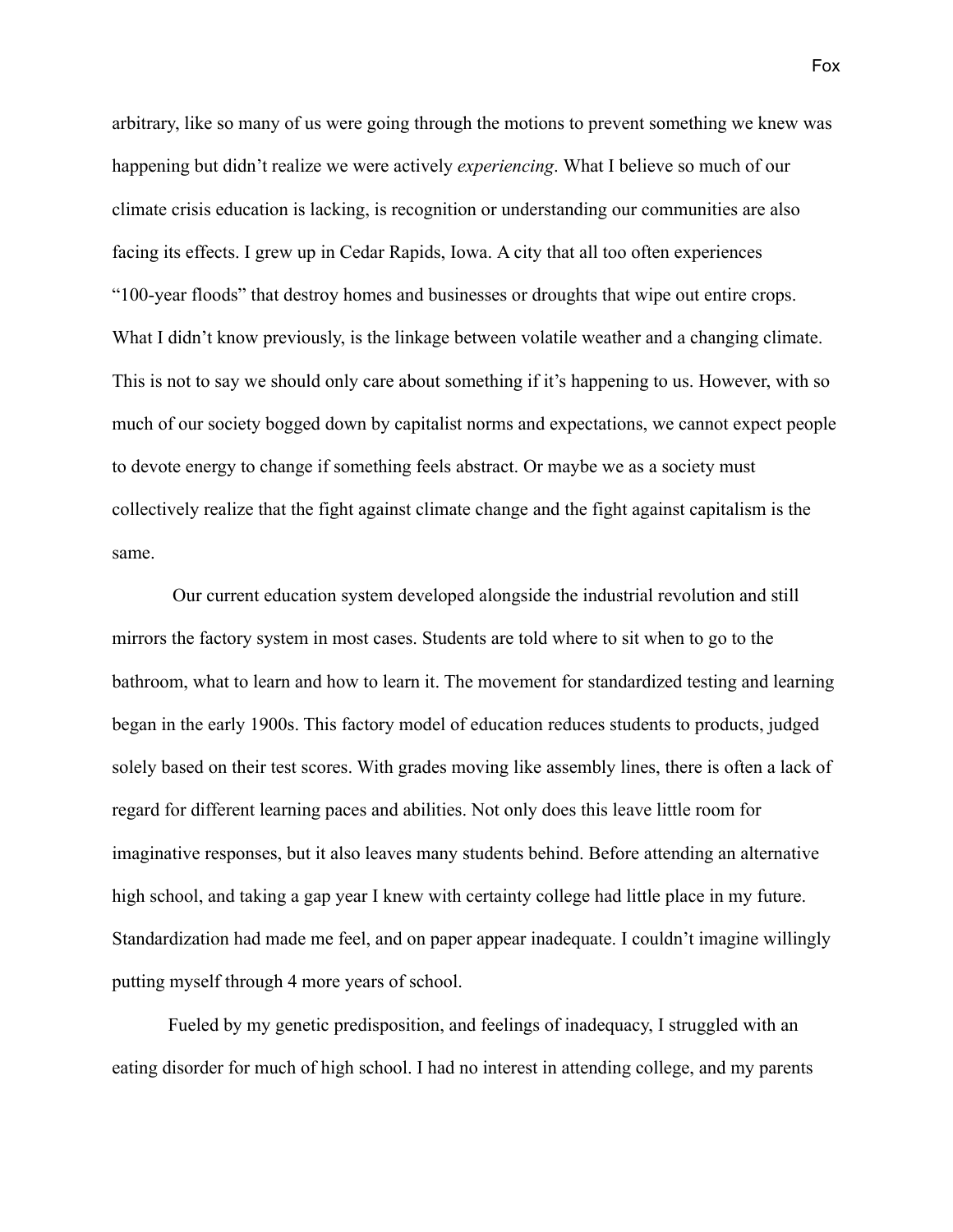arbitrary, like so many of us were going through the motions to prevent something we knew was happening but didn't realize we were actively *experiencing*. What I believe so much of our climate crisis education is lacking, is recognition or understanding our communities are also facing its effects. I grew up in Cedar Rapids, Iowa. A city that all too often experiences "100-year floods" that destroy homes and businesses or droughts that wipe out entire crops. What I didn't know previously, is the linkage between volatile weather and a changing climate. This is not to say we should only care about something if it's happening to us. However, with so much of our society bogged down by capitalist norms and expectations, we cannot expect people to devote energy to change if something feels abstract. Or maybe we as a society must collectively realize that the fight against climate change and the fight against capitalism is the same.

Our current education system developed alongside the industrial revolution and still mirrors the factory system in most cases. Students are told where to sit when to go to the bathroom, what to learn and how to learn it. The movement for standardized testing and learning began in the early 1900s. This factory model of education reduces students to products, judged solely based on their test scores. With grades moving like assembly lines, there is often a lack of regard for different learning paces and abilities. Not only does this leave little room for imaginative responses, but it also leaves many students behind. Before attending an alternative high school, and taking a gap year I knew with certainty college had little place in my future. Standardization had made me feel, and on paper appear inadequate. I couldn't imagine willingly putting myself through 4 more years of school.

Fueled by my genetic predisposition, and feelings of inadequacy, I struggled with an eating disorder for much of high school. I had no interest in attending college, and my parents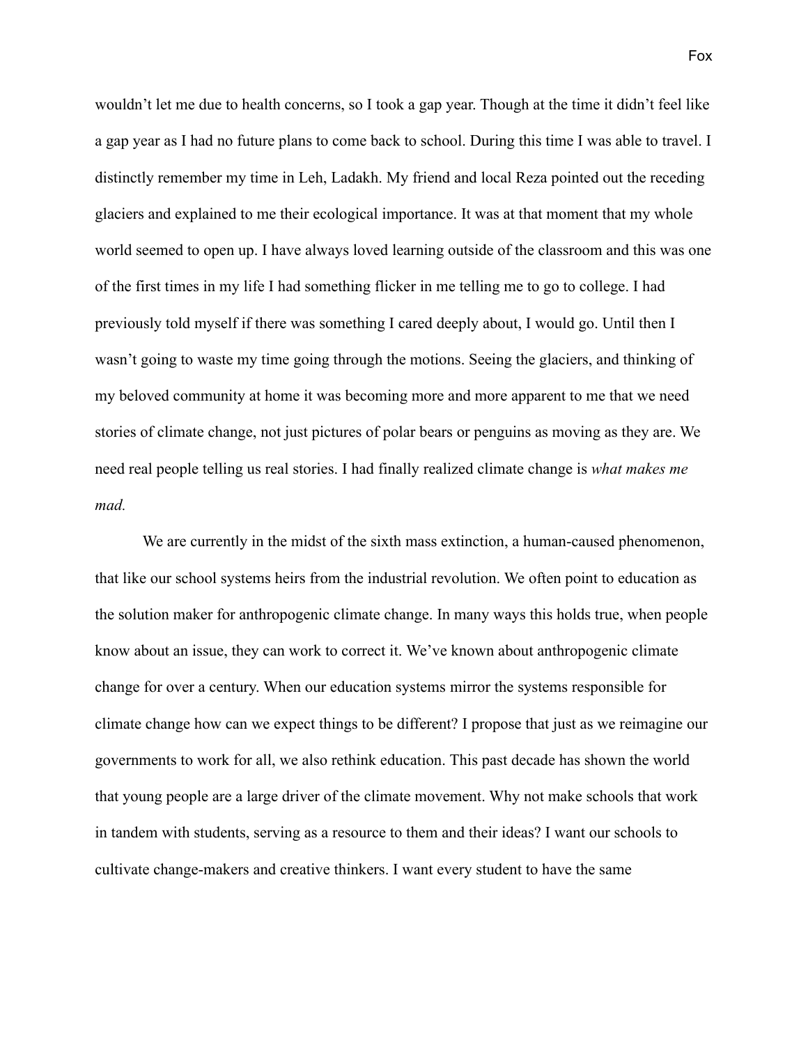wouldn't let me due to health concerns, so I took a gap year. Though at the time it didn't feel like a gap year as I had no future plans to come back to school. During this time I was able to travel. I distinctly remember my time in Leh, Ladakh. My friend and local Reza pointed out the receding glaciers and explained to me their ecological importance. It was at that moment that my whole world seemed to open up. I have always loved learning outside of the classroom and this was one of the first times in my life I had something flicker in me telling me to go to college. I had previously told myself if there was something I cared deeply about, I would go. Until then I wasn't going to waste my time going through the motions. Seeing the glaciers, and thinking of my beloved community at home it was becoming more and more apparent to me that we need stories of climate change, not just pictures of polar bears or penguins as moving as they are. We need real people telling us real stories. I had finally realized climate change is *what makes me mad.*

We are currently in the midst of the sixth mass extinction, a human-caused phenomenon, that like our school systems heirs from the industrial revolution. We often point to education as the solution maker for anthropogenic climate change. In many ways this holds true, when people know about an issue, they can work to correct it. We've known about anthropogenic climate change for over a century. When our education systems mirror the systems responsible for climate change how can we expect things to be different? I propose that just as we reimagine our governments to work for all, we also rethink education. This past decade has shown the world that young people are a large driver of the climate movement. Why not make schools that work in tandem with students, serving as a resource to them and their ideas? I want our schools to cultivate change-makers and creative thinkers. I want every student to have the same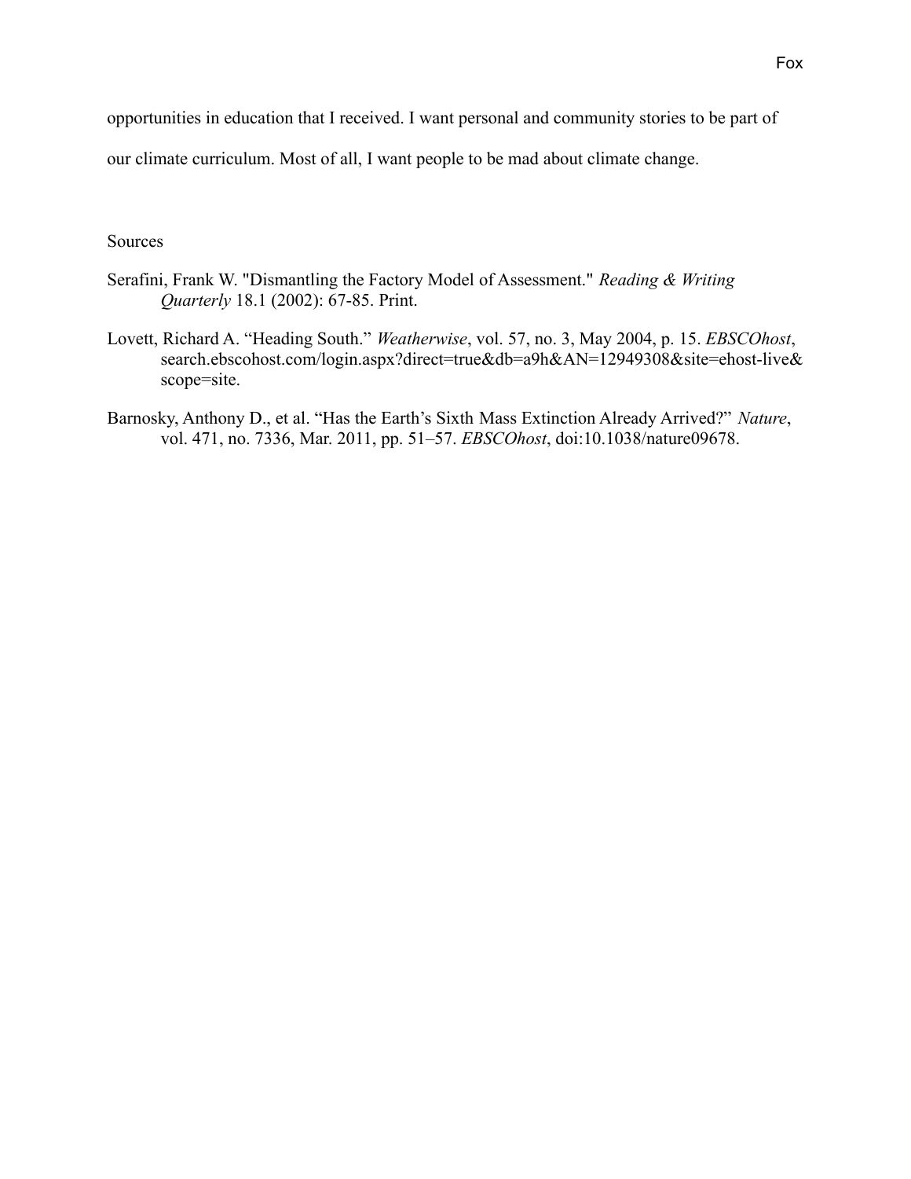opportunities in education that I received. I want personal and community stories to be part of our climate curriculum. Most of all, I want people to be mad about climate change.

Sources

Serafini, Frank W. "Dismantling the Factory Model of Assessment." *Reading & Writing Quarterly* 18.1 (2002): 67-85. Print.

Lovett, Richard A. "Heading South." *Weatherwise*, vol. 57, no. 3, May 2004, p. 15. *EBSCOhost*, search.ebscohost.com/login.aspx?direct=true&db=a9h&AN=12949308&site=ehost-live&scope=site.

Barnosky, Anthony D., et al. "Has the Earth's Sixth Mass Extinction Already Arrived?" *Nature*, vol. 471, no. 7336, Mar. 2011, pp. 51–57. *EBSCOhost*, doi:10.1038/nature09678.